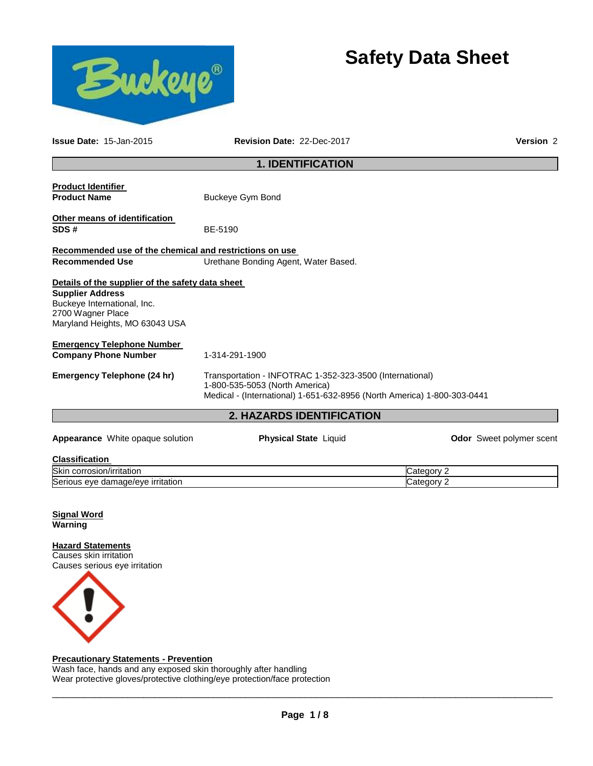# Safety Data Sheet

**Issue Date:** 15-Jan-2015 **Revision Date:** 22-Dec-2017 **Version** 2

## 1. IDENTIFICATION

**Product Identifier**

**Product Name** Buckeye Gym Bond

**Other means of identification**

**SDS #** BE-5190

**Recommended use of the chemical and restrictions on use**

**Recommended Use** Urethane Bonding Agent, Water Based.

**Details of the supplier of the safety data sheet**

**Supplier Address**
Buckeye International, Inc.
2700 Wagner Place
Maryland Heights, MO 63043 USA

**Emergency Telephone Number**

**Company Phone Number** 1-314-291-1900

**Emergency Telephone (24 hr)** Transportation - INFOTRAC 1-352-323-3500 (International)
1-800-535-5053 (North America)
Medical - (International) 1-651-632-8956 (North America) 1-800-303-0441

## 2. HAZARDS IDENTIFICATION

**Appearance** White opaque solution **Physical State** Liquid **Odor** Sweet polymer scent

**Classification**

| | |
|---|---|
| Skin corrosion/irritation | Category 2 |
| Serious eye damage/eye irritation | Category 2 |

**Signal Word**
**Warning**

**Hazard Statements**
Causes skin irritation
Causes serious eye irritation

**Precautionary Statements - Prevention**
Wash face, hands and any exposed skin thoroughly after handling
Wear protective gloves/protective clothing/eye protection/face protection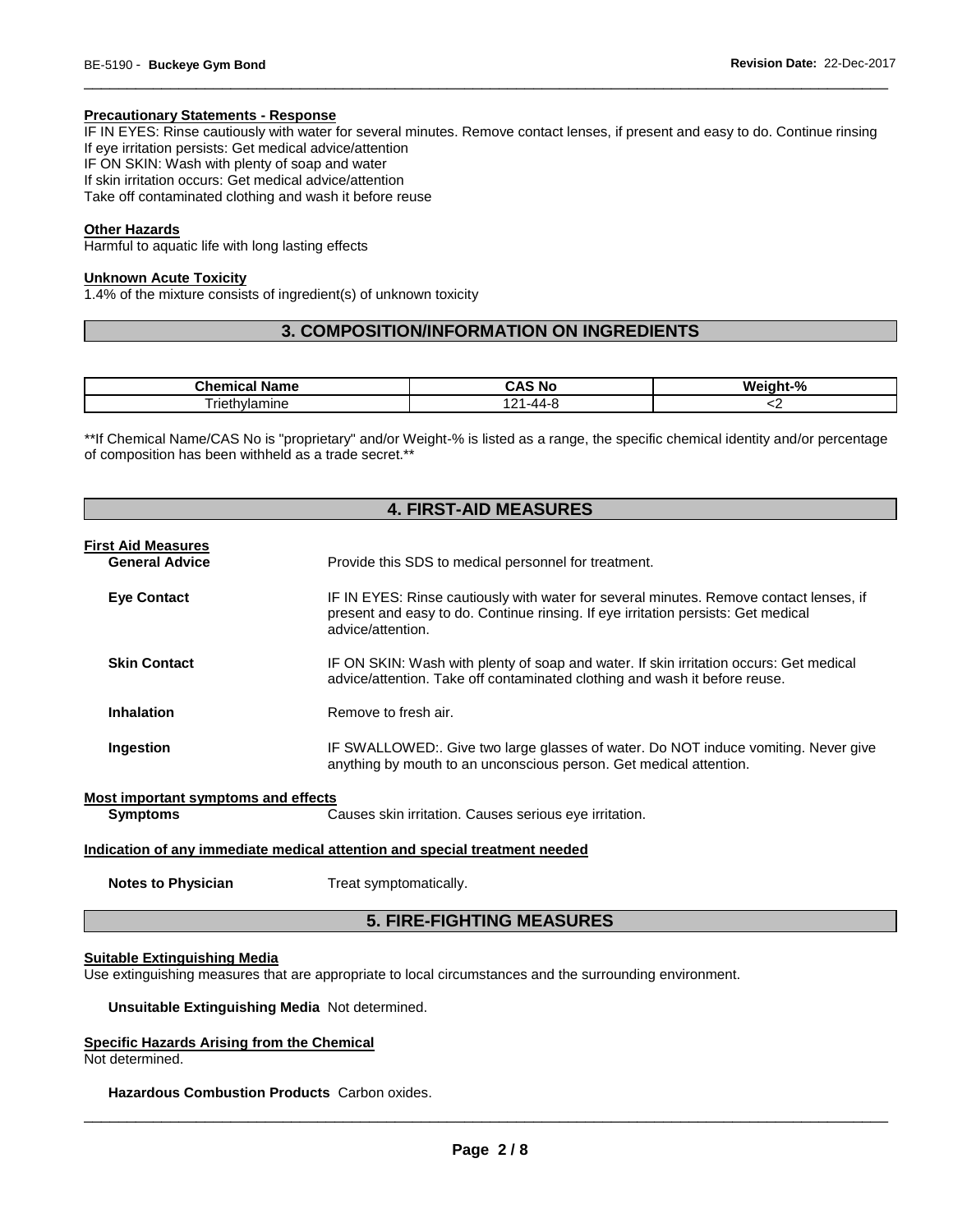#### Precautionary Statements - Response

IF IN EYES: Rinse cautiously with water for several minutes. Remove contact lenses, if present and easy to do. Continue rinsing
If eye irritation persists: Get medical advice/attention
IF ON SKIN: Wash with plenty of soap and water
If skin irritation occurs: Get medical advice/attention
Take off contaminated clothing and wash it before reuse

#### Other Hazards

Harmful to aquatic life with long lasting effects

#### Unknown Acute Toxicity

1.4% of the mixture consists of ingredient(s) of unknown toxicity

## 3. COMPOSITION/INFORMATION ON INGREDIENTS

| Chemical Name | CAS No | Weight-% |
|---|---|---|
| Triethylamine | 121-44-8 | <2 |

**If Chemical Name/CAS No is "proprietary" and/or Weight-% is listed as a range, the specific chemical identity and/or percentage of composition has been withheld as a trade secret.**

## 4. FIRST-AID MEASURES

#### First Aid Measures

**General Advice** Provide this SDS to medical personnel for treatment.

**Eye Contact** IF IN EYES: Rinse cautiously with water for several minutes. Remove contact lenses, if present and easy to do. Continue rinsing. If eye irritation persists: Get medical advice/attention.

**Skin Contact** IF ON SKIN: Wash with plenty of soap and water. If skin irritation occurs: Get medical advice/attention. Take off contaminated clothing and wash it before reuse.

**Inhalation** Remove to fresh air.

**Ingestion** IF SWALLOWED:. Give two large glasses of water. Do NOT induce vomiting. Never give anything by mouth to an unconscious person. Get medical attention.

#### Most important symptoms and effects

**Symptoms** Causes skin irritation. Causes serious eye irritation.

#### Indication of any immediate medical attention and special treatment needed

**Notes to Physician** Treat symptomatically.

## 5. FIRE-FIGHTING MEASURES

#### Suitable Extinguishing Media

Use extinguishing measures that are appropriate to local circumstances and the surrounding environment.

**Unsuitable Extinguishing Media** Not determined.

#### Specific Hazards Arising from the Chemical

Not determined.

**Hazardous Combustion Products** Carbon oxides.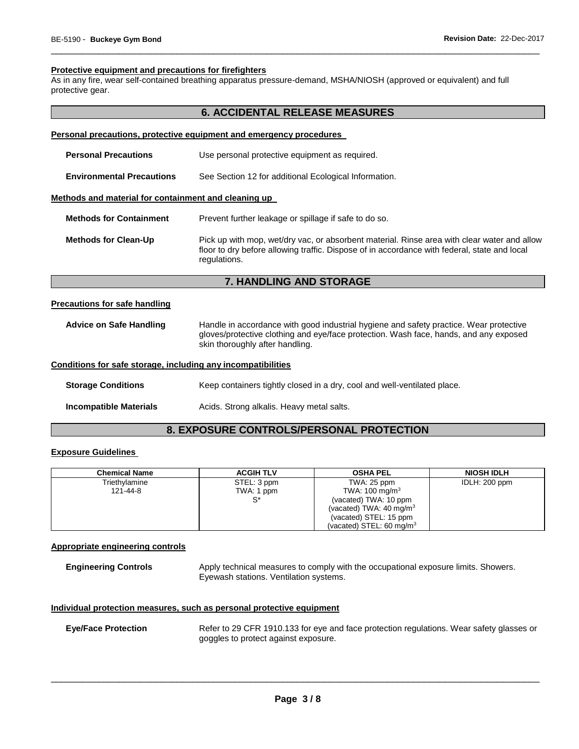#### Protective equipment and precautions for firefighters

As in any fire, wear self-contained breathing apparatus pressure-demand, MSHA/NIOSH (approved or equivalent) and full protective gear.

## 6. ACCIDENTAL RELEASE MEASURES

#### Personal precautions, protective equipment and emergency procedures

**Personal Precautions** Use personal protective equipment as required.

**Environmental Precautions** See Section 12 for additional Ecological Information.

#### Methods and material for containment and cleaning up

**Methods for Containment** Prevent further leakage or spillage if safe to do so.

**Methods for Clean-Up** Pick up with mop, wet/dry vac, or absorbent material. Rinse area with clear water and allow floor to dry before allowing traffic. Dispose of in accordance with federal, state and local regulations.

## 7. HANDLING AND STORAGE

#### Precautions for safe handling

**Advice on Safe Handling** Handle in accordance with good industrial hygiene and safety practice. Wear protective gloves/protective clothing and eye/face protection. Wash face, hands, and any exposed skin thoroughly after handling.

#### Conditions for safe storage, including any incompatibilities

**Storage Conditions** Keep containers tightly closed in a dry, cool and well-ventilated place.

**Incompatible Materials** Acids. Strong alkalis. Heavy metal salts.

## 8. EXPOSURE CONTROLS/PERSONAL PROTECTION

#### Exposure Guidelines

| Chemical Name | ACGIH TLV | OSHA PEL | NIOSH IDLH |
|---|---|---|---|
| Triethylamine<br>121-44-8 | STEL: 3 ppm<br>TWA: 1 ppm<br>S* | TWA: 25 ppm<br>TWA: 100 mg/m$^3$<br>(vacated) TWA: 10 ppm<br>(vacated) TWA: 40 mg/m$^3$<br>(vacated) STEL: 15 ppm<br>(vacated) STEL: 60 mg/m$^3$ | IDLH: 200 ppm |

#### Appropriate engineering controls

**Engineering Controls** Apply technical measures to comply with the occupational exposure limits. Showers. Eyewash stations. Ventilation systems.

#### Individual protection measures, such as personal protective equipment

**Eye/Face Protection** Refer to 29 CFR 1910.133 for eye and face protection regulations. Wear safety glasses or goggles to protect against exposure.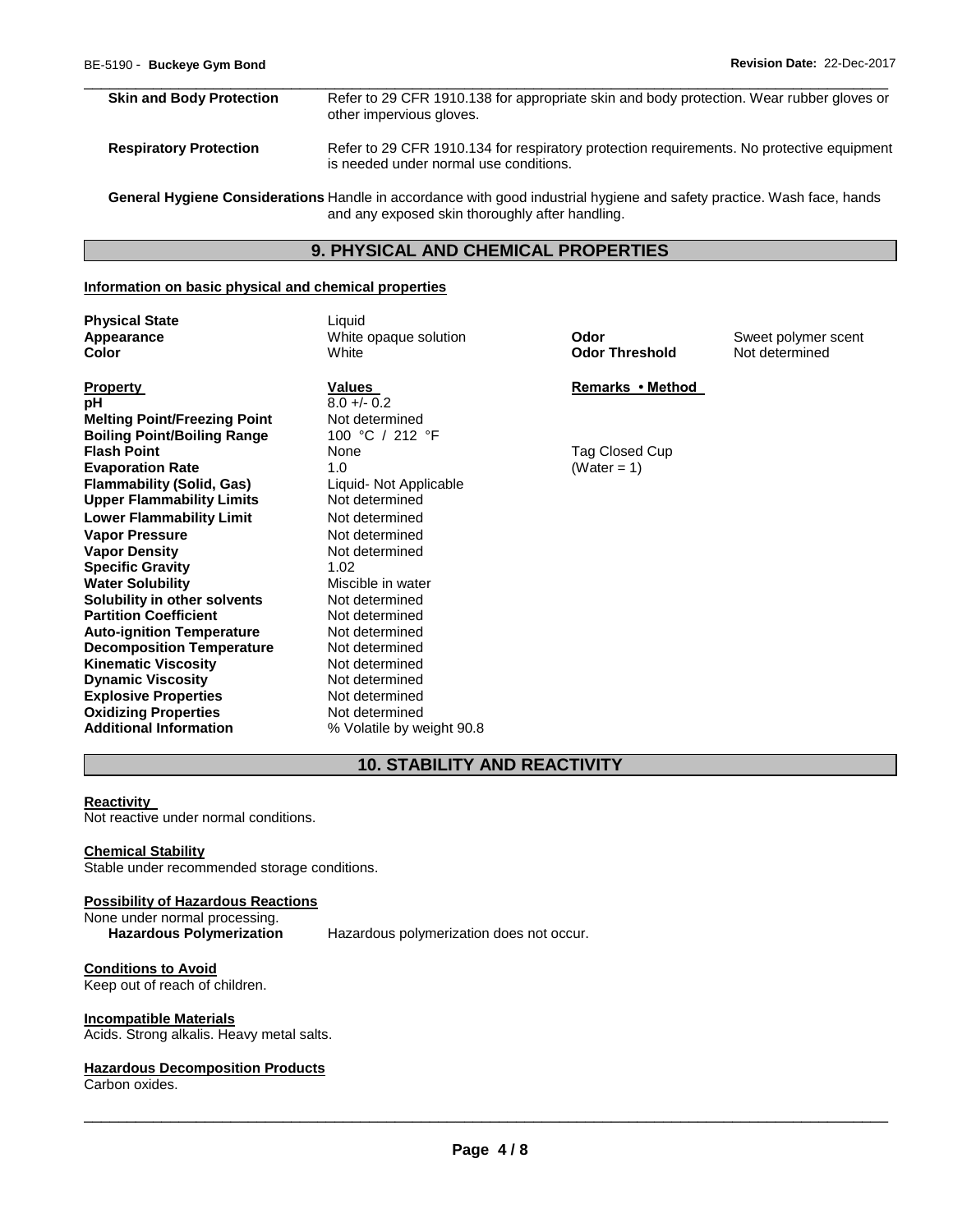| | |
|---|---|
| **Skin and Body Protection** | Refer to 29 CFR 1910.138 for appropriate skin and body protection. Wear rubber gloves or other impervious gloves. |
| **Respiratory Protection** | Refer to 29 CFR 1910.134 for respiratory protection requirements. No protective equipment is needed under normal use conditions. |

**General Hygiene Considerations** Handle in accordance with good industrial hygiene and safety practice. Wash face, hands and any exposed skin thoroughly after handling.

## 9. PHYSICAL AND CHEMICAL PROPERTIES

**Information on basic physical and chemical properties**

| | | | |
|---|---|---|---|
| **Physical State** | Liquid | | |
| **Appearance** | White opaque solution | **Odor** | Sweet polymer scent |
| **Color** | White | **Odor Threshold** | Not determined |

| **Property** | **Values** | **Remarks • Method** |
|---|---|---|
| **pH** | 8.0 +/- 0.2 | |
| **Melting Point/Freezing Point** | Not determined | |
| **Boiling Point/Boiling Range** | 100 °C / 212 °F | |
| **Flash Point** | None | Tag Closed Cup |
| **Evaporation Rate** | 1.0 | (Water = 1) |
| **Flammability (Solid, Gas)** | Liquid- Not Applicable | |
| **Upper Flammability Limits** | Not determined | |
| **Lower Flammability Limit** | Not determined | |
| **Vapor Pressure** | Not determined | |
| **Vapor Density** | Not determined | |
| **Specific Gravity** | 1.02 | |
| **Water Solubility** | Miscible in water | |
| **Solubility in other solvents** | Not determined | |
| **Partition Coefficient** | Not determined | |
| **Auto-ignition Temperature** | Not determined | |
| **Decomposition Temperature** | Not determined | |
| **Kinematic Viscosity** | Not determined | |
| **Dynamic Viscosity** | Not determined | |
| **Explosive Properties** | Not determined | |
| **Oxidizing Properties** | Not determined | |
| **Additional Information** | % Volatile by weight 90.8 | |

## 10. STABILITY AND REACTIVITY

**Reactivity**
Not reactive under normal conditions.

**Chemical Stability**
Stable under recommended storage conditions.

**Possibility of Hazardous Reactions**
None under normal processing.
**Hazardous Polymerization** Hazardous polymerization does not occur.

**Conditions to Avoid**
Keep out of reach of children.

**Incompatible Materials**
Acids. Strong alkalis. Heavy metal salts.

**Hazardous Decomposition Products**
Carbon oxides.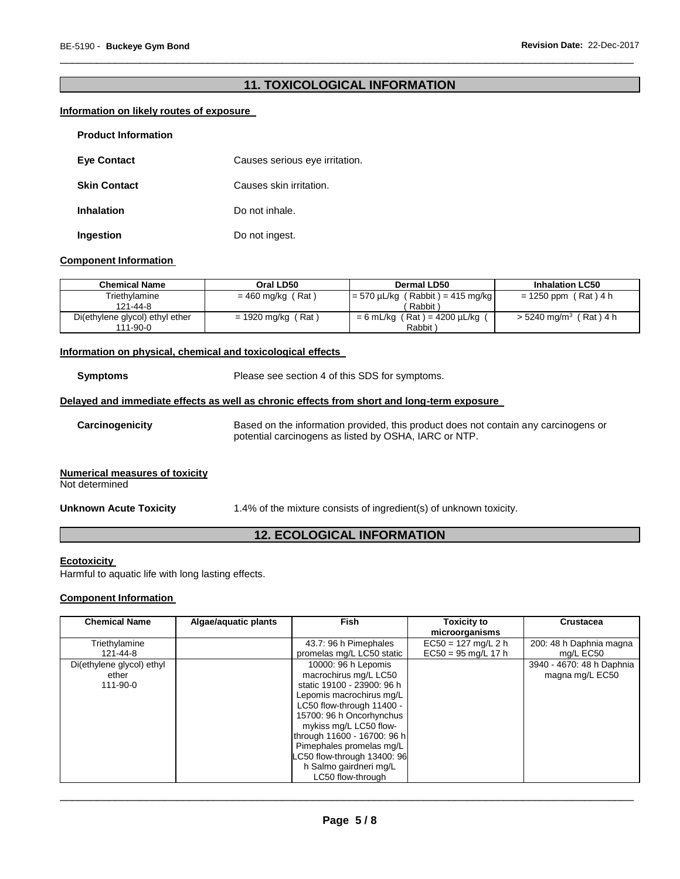## 11. TOXICOLOGICAL INFORMATION

### Information on likely routes of exposure

**Product Information**

**Eye Contact** Causes serious eye irritation.

**Skin Contact** Causes skin irritation.

**Inhalation** Do not inhale.

**Ingestion** Do not ingest.

### Component Information

| Chemical Name | Oral LD50 | Dermal LD50 | Inhalation LC50 |
|---|---|---|---|
| Triethylamine 121-44-8 | = 460 mg/kg ( Rat ) | = 570 µL/kg ( Rabbit ) = 415 mg/kg ( Rabbit ) | = 1250 ppm ( Rat ) 4 h |
| Di(ethylene glycol) ethyl ether 111-90-0 | = 1920 mg/kg ( Rat ) | = 6 mL/kg ( Rat ) = 4200 µL/kg ( Rabbit ) | > 5240 mg/m$^3$ ( Rat ) 4 h |

### Information on physical, chemical and toxicological effects

**Symptoms** Please see section 4 of this SDS for symptoms.

### Delayed and immediate effects as well as chronic effects from short and long-term exposure

**Carcinogenicity** Based on the information provided, this product does not contain any carcinogens or potential carcinogens as listed by OSHA, IARC or NTP.

### Numerical measures of toxicity

Not determined

**Unknown Acute Toxicity** 1.4% of the mixture consists of ingredient(s) of unknown toxicity.

## 12. ECOLOGICAL INFORMATION

### Ecotoxicity

Harmful to aquatic life with long lasting effects.

### Component Information

| Chemical Name | Algae/aquatic plants | Fish | Toxicity to microorganisms | Crustacea |
|---|---|---|---|---|
| Triethylamine 121-44-8 | | 43.7: 96 h Pimephales promelas mg/L LC50 static | EC50 = 127 mg/L 2 h EC50 = 95 mg/L 17 h | 200: 48 h Daphnia magna mg/L EC50 |
| Di(ethylene glycol) ethyl ether 111-90-0 | | 10000: 96 h Lepomis macrochirus mg/L LC50 static 19100 - 23900: 96 h Lepomis macrochirus mg/L LC50 flow-through 11400 - 15700: 96 h Oncorhynchus mykiss mg/L LC50 flow-through 11600 - 16700: 96 h Pimephales promelas mg/L LC50 flow-through 13400: 96 h Salmo gairdneri mg/L LC50 flow-through | | 3940 - 4670: 48 h Daphnia magna mg/L EC50 |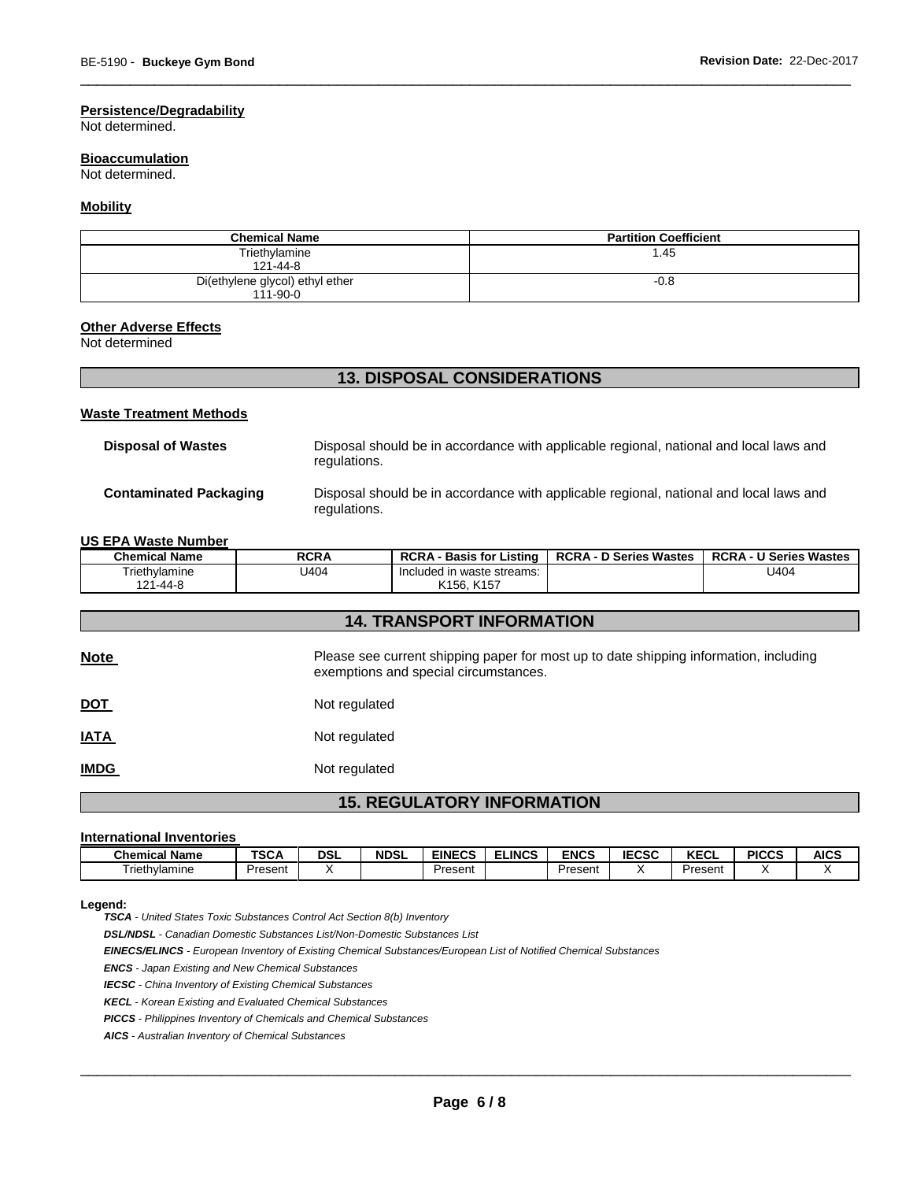#### Persistence/Degradability

Not determined.

#### Bioaccumulation

Not determined.

#### Mobility

| Chemical Name | Partition Coefficient |
| --- | --- |
| Triethylamine<br>121-44-8 | 1.45 |
| Di(ethylene glycol) ethyl ether<br>111-90-0 | -0.8 |

#### Other Adverse Effects

Not determined

## 13. DISPOSAL CONSIDERATIONS

#### Waste Treatment Methods

**Disposal of Wastes** Disposal should be in accordance with applicable regional, national and local laws and regulations.

**Contaminated Packaging** Disposal should be in accordance with applicable regional, national and local laws and regulations.

#### US EPA Waste Number

| Chemical Name | RCRA | RCRA - Basis for Listing | RCRA - D Series Wastes | RCRA - U Series Wastes |
| --- | --- | --- | --- | --- |
| Triethylamine<br>121-44-8 | U404 | Included in waste streams: K156, K157 | | U404 |

## 14. TRANSPORT INFORMATION

**Note** Please see current shipping paper for most up to date shipping information, including exemptions and special circumstances.

**DOT** Not regulated

**IATA** Not regulated

**IMDG** Not regulated

## 15. REGULATORY INFORMATION

#### International Inventories

| Chemical Name | TSCA | DSL | NDSL | EINECS | ELINCS | ENCS | IECSC | KECL | PICCS | AICS |
| --- | --- | --- | --- | --- | --- | --- | --- | --- | --- | --- |
| Triethylamine | Present | X | | Present | | Present | X | Present | X | X |

**Legend:**

***TSCA*** *- United States Toxic Substances Control Act Section 8(b) Inventory*

***DSL/NDSL*** *- Canadian Domestic Substances List/Non-Domestic Substances List*

***EINECS/ELINCS*** *- European Inventory of Existing Chemical Substances/European List of Notified Chemical Substances*

***ENCS*** *- Japan Existing and New Chemical Substances*

***IECSC*** *- China Inventory of Existing Chemical Substances*

***KECL*** *- Korean Existing and Evaluated Chemical Substances*

***PICCS*** *- Philippines Inventory of Chemicals and Chemical Substances*

***AICS*** *- Australian Inventory of Chemical Substances*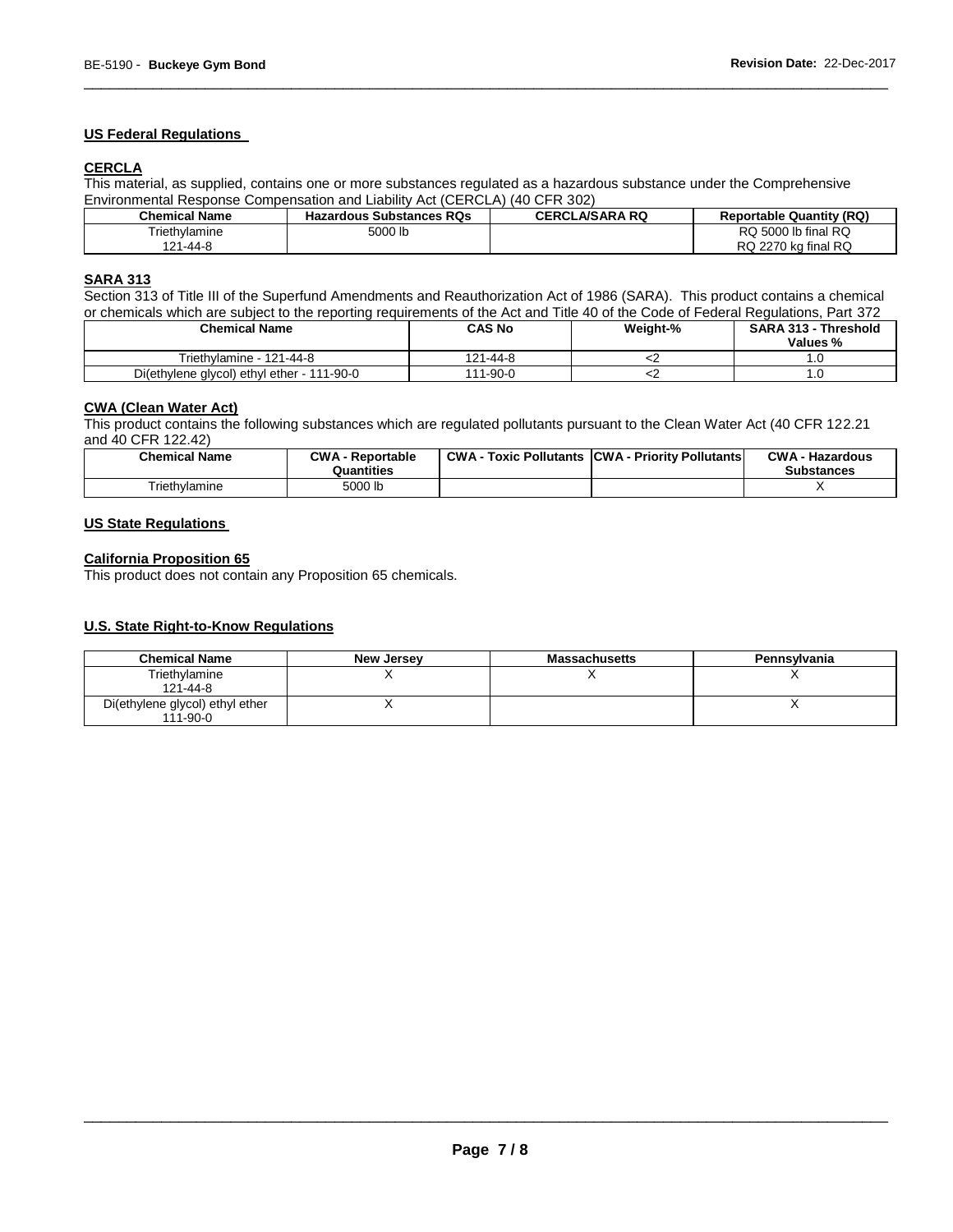## US Federal Regulations

### CERCLA

This material, as supplied, contains one or more substances regulated as a hazardous substance under the Comprehensive Environmental Response Compensation and Liability Act (CERCLA) (40 CFR 302)

| Chemical Name | Hazardous Substances RQs | CERCLA/SARA RQ | Reportable Quantity (RQ) |
|---|---|---|---|
| Triethylamine 121-44-8 | 5000 lb | | RQ 5000 lb final RQ RQ 2270 kg final RQ |

### SARA 313

Section 313 of Title III of the Superfund Amendments and Reauthorization Act of 1986 (SARA). This product contains a chemical or chemicals which are subject to the reporting requirements of the Act and Title 40 of the Code of Federal Regulations, Part 372

| Chemical Name | CAS No | Weight-% | SARA 313 - Threshold Values % |
|---|---|---|---|
| Triethylamine - 121-44-8 | 121-44-8 | <2 | 1.0 |
| Di(ethylene glycol) ethyl ether - 111-90-0 | 111-90-0 | <2 | 1.0 |

### CWA (Clean Water Act)

This product contains the following substances which are regulated pollutants pursuant to the Clean Water Act (40 CFR 122.21 and 40 CFR 122.42)

| Chemical Name | CWA - Reportable Quantities | CWA - Toxic Pollutants | CWA - Priority Pollutants | CWA - Hazardous Substances |
|---|---|---|---|---|
| Triethylamine | 5000 lb | | | X |

## US State Regulations

### California Proposition 65

This product does not contain any Proposition 65 chemicals.

### U.S. State Right-to-Know Regulations

| Chemical Name | New Jersey | Massachusetts | Pennsylvania |
|---|---|---|---|
| Triethylamine 121-44-8 | X | X | X |
| Di(ethylene glycol) ethyl ether 111-90-0 | X | | X |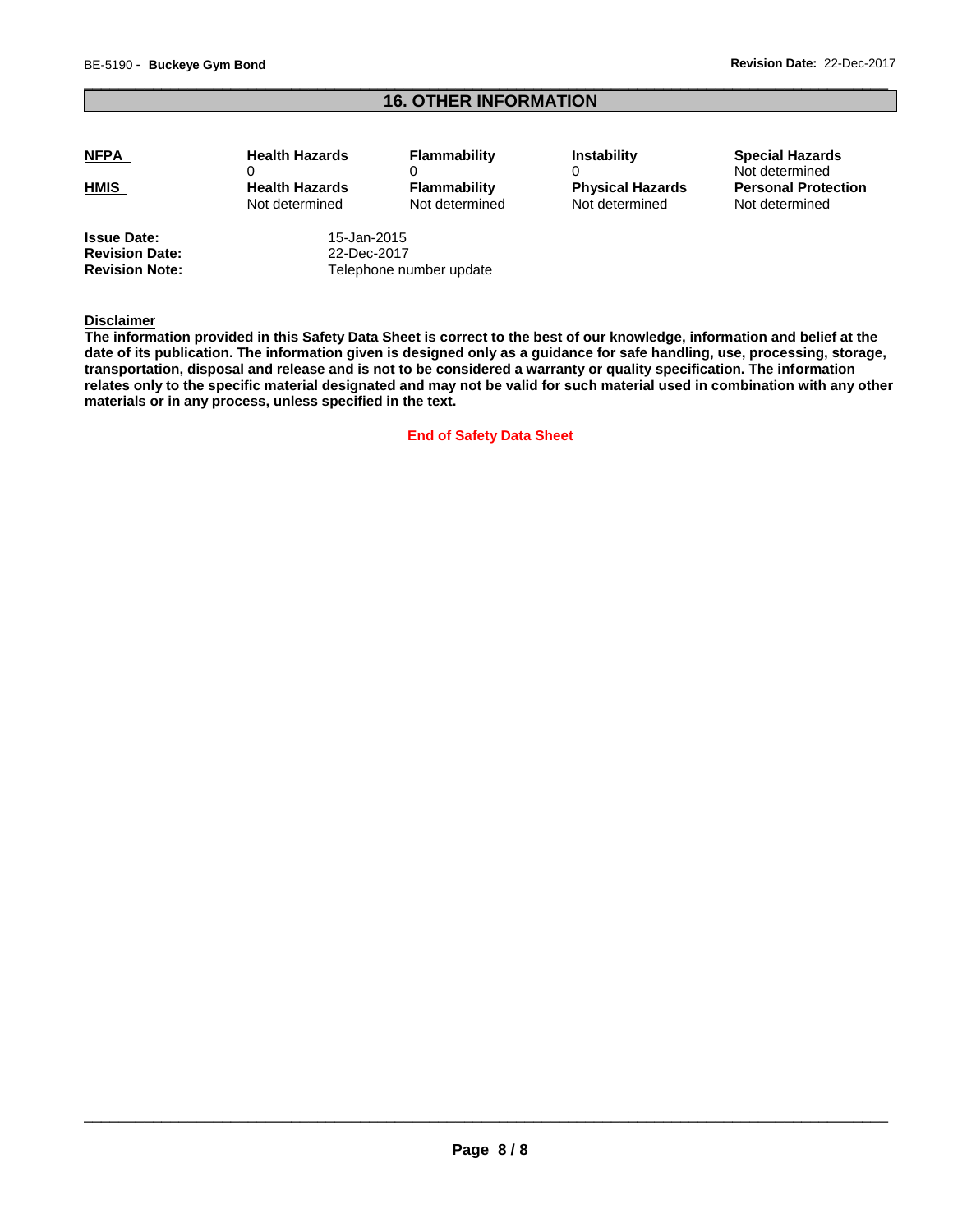## 16. OTHER INFORMATION

| | | | | |
|---|---|---|---|---|
| **NFPA** | **Health Hazards**<br>0 | **Flammability**<br>0 | **Instability**<br>0 | **Special Hazards**<br>Not determined |
| **HMIS** | **Health Hazards**<br>Not determined | **Flammability**<br>Not determined | **Physical Hazards**<br>Not determined | **Personal Protection**<br>Not determined |

**Issue Date:** 15-Jan-2015
**Revision Date:** 22-Dec-2017
**Revision Note:** Telephone number update

**Disclaimer**

**The information provided in this Safety Data Sheet is correct to the best of our knowledge, information and belief at the date of its publication. The information given is designed only as a guidance for safe handling, use, processing, storage, transportation, disposal and release and is not to be considered a warranty or quality specification. The information relates only to the specific material designated and may not be valid for such material used in combination with any other materials or in any process, unless specified in the text.**

**End of Safety Data Sheet**